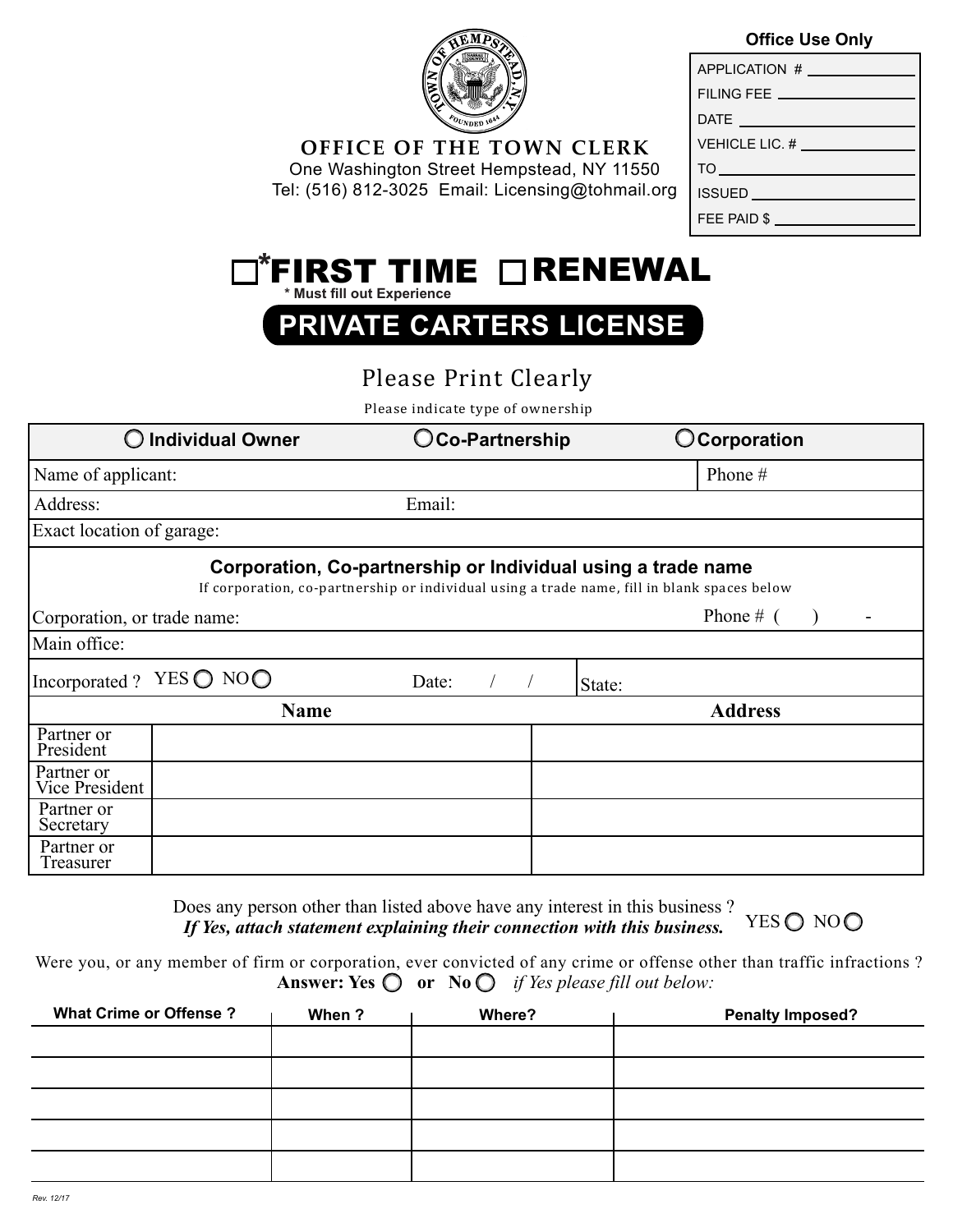**Office Use Only**

| |
|---|
| APPLICATION # |
| FILING FEE |
| DATE |
| VEHICLE LIC. # |
| TO |
| ISSUED |
| FEE PAID $ |

**OFFICE OF THE TOWN CLERK**

One Washington Street Hempstead, NY 11550

Tel: (516) 812-3025 Email: Licensing@tohmail.org

# ☐*FIRST TIME ☐RENEWAL

**\* Must fill out Experience**

# PRIVATE CARTERS LICENSE

Please Print Clearly

Please indicate type of ownership

| ◯ Individual Owner | ◯ Co-Partnership | ◯ Corporation |
|---|---|---|
| Name of applicant: | | Phone # |
| Address: | Email: | |
| Exact location of garage: | | |

**Corporation, Co-partnership or Individual using a trade name**

If corporation, co-partnership or individual using a trade name, fill in blank spaces below

| | | |
|---|---|---|
| Corporation, or trade name: | | Phone # ( ) - |
| Main office: | | |
| Incorporated ? YES ◯ NO ◯ | Date: / / | State: |

| | Name | Address |
|---|---|---|
| Partner or President | | |
| Partner or Vice President | | |
| Partner or Secretary | | |
| Partner or Treasurer | | |

Does any person other than listed above have any interest in this business ? YES ◯ NO ◯

***If Yes, attach statement explaining their connection with this business.***

Were you, or any member of firm or corporation, ever convicted of any crime or offense other than traffic infractions ?

**Answer: Yes** ◯ **or No** ◯ *if Yes please fill out below:*

| What Crime or Offense ? | When ? | Where? | Penalty Imposed? |
|---|---|---|---|
| | | | |
| | | | |
| | | | |
| | | | |
| | | | |

Rev. 12/17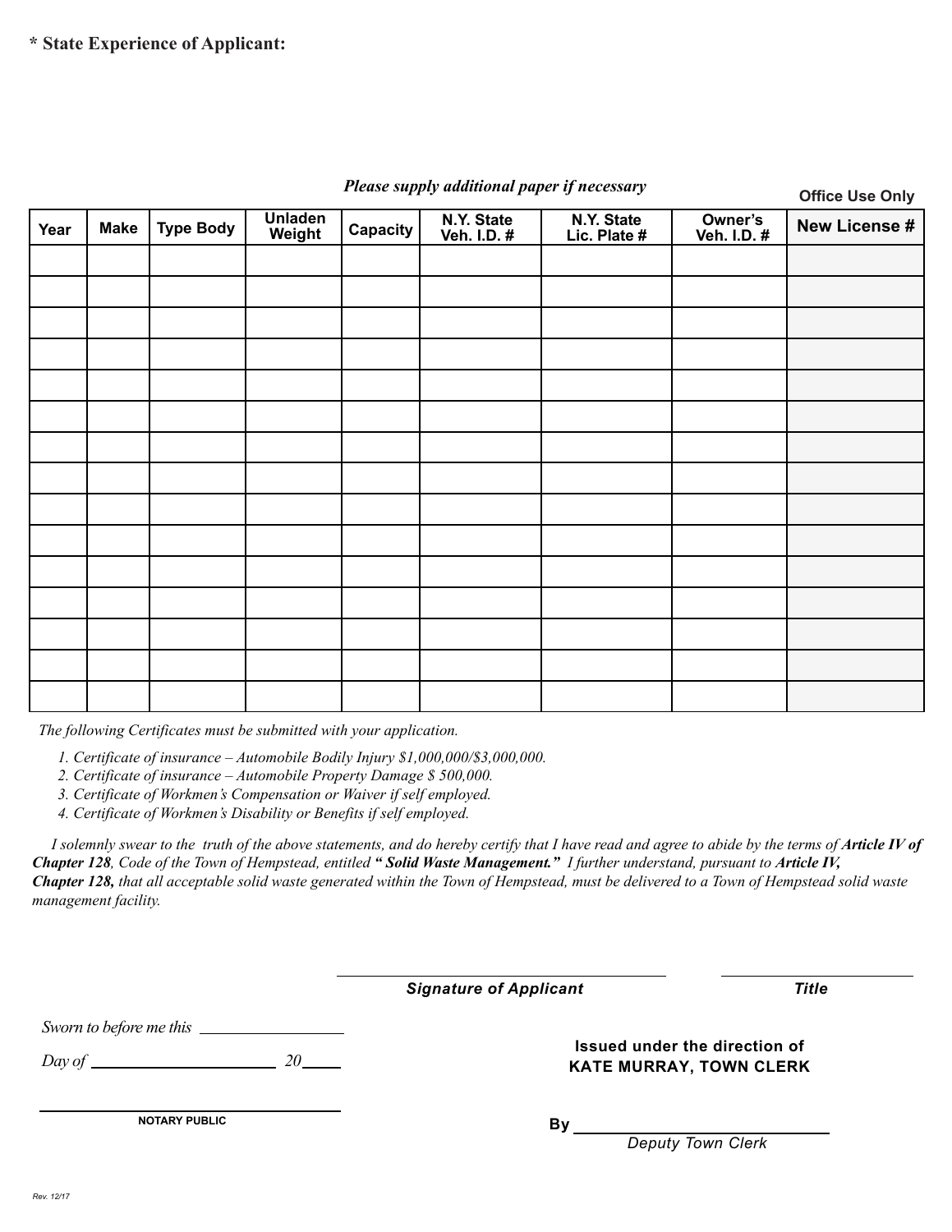**\* State Experience of Applicant:**

*Please supply additional paper if necessary*

Office Use Only

| Year | Make | Type Body | Unladen Weight | Capacity | N.Y. State Veh. I.D. # | N.Y. State Lic. Plate # | Owner's Veh. I.D. # | New License # |
|---|---|---|---|---|---|---|---|---|
| | | | | | | | | |
| | | | | | | | | |
| | | | | | | | | |
| | | | | | | | | |
| | | | | | | | | |
| | | | | | | | | |
| | | | | | | | | |
| | | | | | | | | |
| | | | | | | | | |
| | | | | | | | | |
| | | | | | | | | |
| | | | | | | | | |
| | | | | | | | | |
| | | | | | | | | |
| | | | | | | | | |

*The following Certificates must be submitted with your application.*

1. *Certificate of insurance – Automobile Bodily Injury $1,000,000/$3,000,000.*
2. *Certificate of insurance – Automobile Property Damage $ 500,000.*
3. *Certificate of Workmen's Compensation or Waiver if self employed.*
4. *Certificate of Workmen's Disability or Benefits if self employed.*

*I solemnly swear to the truth of the above statements, and do hereby certify that I have read and agree to abide by the terms of* ***Article IV of Chapter 128****, Code of the Town of Hempstead, entitled* ***" Solid Waste Management."*** *I further understand, pursuant to* ***Article IV, Chapter 128,*** *that all acceptable solid waste generated within the Town of Hempstead, must be delivered to a Town of Hempstead solid waste management facility.*

______________________________ **Signature of Applicant**

______________________________ **Title**

*Sworn to before me this* ______________

*Day of* ______________ *20*____

______________________________ **NOTARY PUBLIC**

**Issued under the direction of**
**KATE MURRAY, TOWN CLERK**

**By** ______________________________
*Deputy Town Clerk*

*Rev. 12/17*